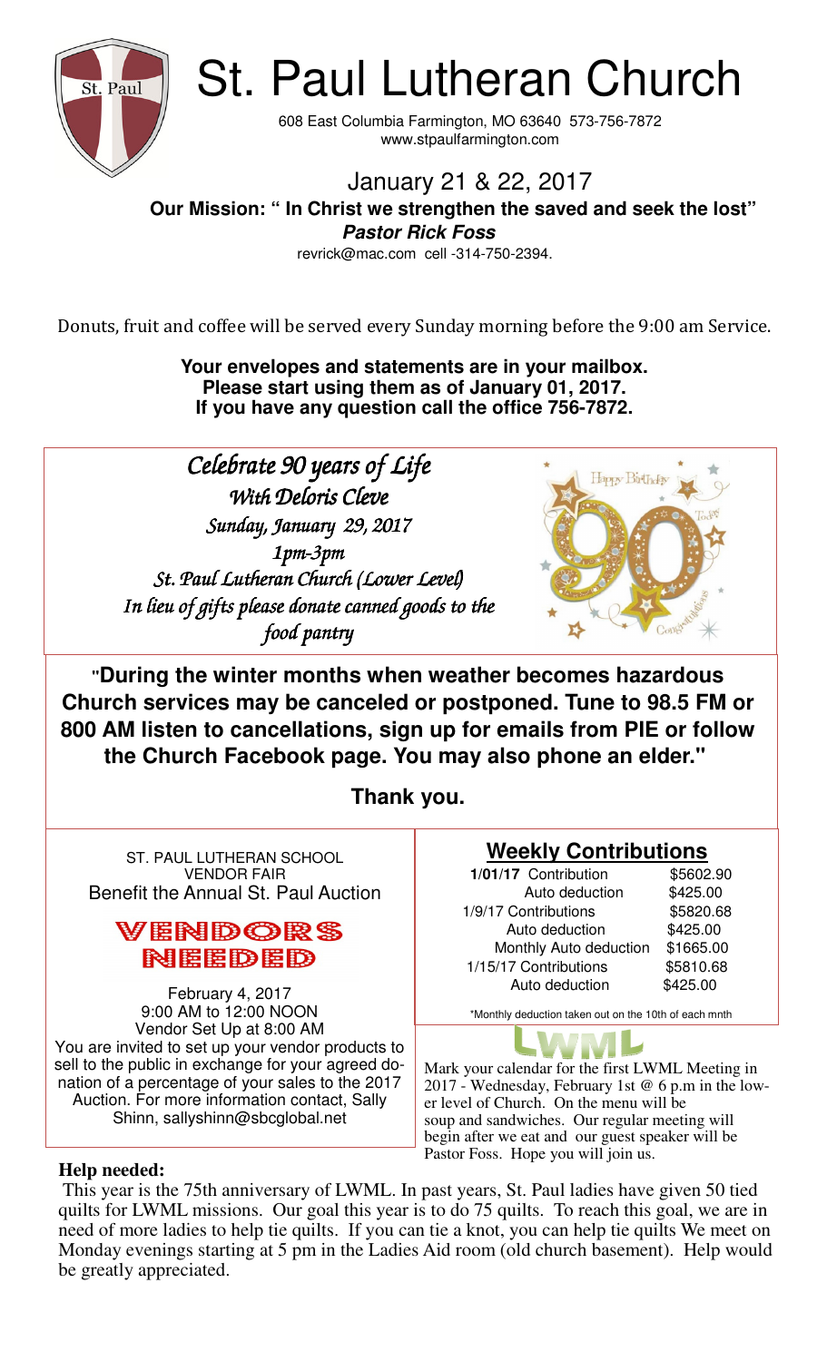# St. Paul Lutheran Church

608 East Columbia Farmington, MO 63640 573-756-7872
www.stpaulfarmington.com

## January 21 & 22, 2017

**Our Mission: " In Christ we strengthen the saved and seek the lost"**

***Pastor Rick Foss***

revrick@mac.com cell -314-750-2394.

Donuts, fruit and coffee will be served every Sunday morning before the 9:00 am Service.

**Your envelopes and statements are in your mailbox.**
**Please start using them as of January 01, 2017.**
**If you have any question call the office 756-7872.**

*Celebrate 90 years of Life*
*With Deloris Cleve*
*Sunday, January 29, 2017*
*1pm-3pm*
*St. Paul Lutheran Church (Lower Level)*
*In lieu of gifts please donate canned goods to the food pantry*

**"During the winter months when weather becomes hazardous Church services may be canceled or postponed. Tune to 98.5 FM or 800 AM listen to cancellations, sign up for emails from PIE or follow the Church Facebook page. You may also phone an elder."**

**Thank you.**

ST. PAUL LUTHERAN SCHOOL
VENDOR FAIR
Benefit the Annual St. Paul Auction

**VENDORS NEEDED**

February 4, 2017
9:00 AM to 12:00 NOON
Vendor Set Up at 8:00 AM
You are invited to set up your vendor products to sell to the public in exchange for your agreed donation of a percentage of your sales to the 2017 Auction. For more information contact, Sally Shinn, sallyshinn@sbcglobal.net

## Weekly Contributions

| | |
|---|---|
| **1/01/17** Contribution | $5602.90 |
| Auto deduction | $425.00 |
| 1/9/17 Contributions | $5820.68 |
| Auto deduction | $425.00 |
| Monthly Auto deduction | $1665.00 |
| 1/15/17 Contributions | $5810.68 |
| Auto deduction | $425.00 |

*Monthly deduction taken out on the 10th of each mnth

**LWML**

Mark your calendar for the first LWML Meeting in 2017 - Wednesday, February 1st @ 6 p.m in the lower level of Church. On the menu will be soup and sandwiches. Our regular meeting will begin after we eat and our guest speaker will be Pastor Foss. Hope you will join us.

**Help needed:**

This year is the 75th anniversary of LWML. In past years, St. Paul ladies have given 50 tied quilts for LWML missions. Our goal this year is to do 75 quilts. To reach this goal, we are in need of more ladies to help tie quilts. If you can tie a knot, you can help tie quilts We meet on Monday evenings starting at 5 pm in the Ladies Aid room (old church basement). Help would be greatly appreciated.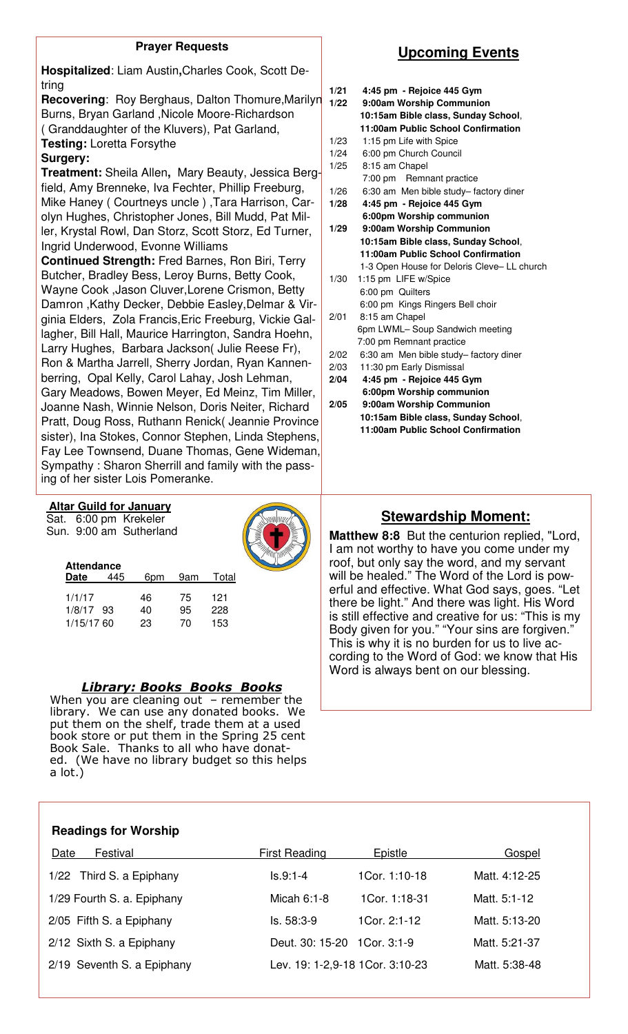## Prayer Requests

**Hospitalized**: Liam Austin**,**Charles Cook, Scott Detring

**Recovering**: Roy Berghaus, Dalton Thomure,Marilyn Burns, Bryan Garland ,Nicole Moore-Richardson ( Granddaughter of the Kluvers), Pat Garland,

**Testing:** Loretta Forsythe

**Surgery:**

**Treatment:** Sheila Allen**,** Mary Beauty, Jessica Bergfield, Amy Brenneke, Iva Fechter, Phillip Freeburg, Mike Haney ( Courtneys uncle ) ,Tara Harrison, Carolyn Hughes, Christopher Jones, Bill Mudd, Pat Miller, Krystal Rowl, Dan Storz, Scott Storz, Ed Turner, Ingrid Underwood, Evonne Williams

**Continued Strength:** Fred Barnes, Ron Biri, Terry Butcher, Bradley Bess, Leroy Burns, Betty Cook, Wayne Cook ,Jason Cluver,Lorene Crismon, Betty Damron ,Kathy Decker, Debbie Easley,Delmar & Virginia Elders, Zola Francis,Eric Freeburg, Vickie Gallagher, Bill Hall, Maurice Harrington, Sandra Hoehn, Larry Hughes, Barbara Jackson( Julie Reese Fr), Ron & Martha Jarrell, Sherry Jordan, Ryan Kannenberring, Opal Kelly, Carol Lahay, Josh Lehman, Gary Meadows, Bowen Meyer, Ed Meinz, Tim Miller, Joanne Nash, Winnie Nelson, Doris Neiter, Richard Pratt, Doug Ross, Ruthann Renick( Jeannie Province sister), Ina Stokes, Connor Stephen, Linda Stephens, Fay Lee Townsend, Duane Thomas, Gene Wideman, Sympathy : Sharon Sherrill and family with the passing of her sister Lois Pomeranke.

## Upcoming Events

**1/21** **4:45 pm - Rejoice 445 Gym**
**1/22** **9:00am Worship Communion**
**10:15am Bible class, Sunday School**,
**11:00am Public School Confirmation**
1/23 1:15 pm Life with Spice
1/24 6:00 pm Church Council
1/25 8:15 am Chapel
7:00 pm Remnant practice
1/26 6:30 am Men bible study– factory diner
**1/28** **4:45 pm - Rejoice 445 Gym**
**6:00pm Worship communion**
**1/29** **9:00am Worship Communion**
**10:15am Bible class, Sunday School**,
**11:00am Public School Confirmation**
1-3 Open House for Deloris Cleve– LL church
1/30 1:15 pm LIFE w/Spice
6:00 pm Quilters
6:00 pm Kings Ringers Bell choir
2/01 8:15 am Chapel
6pm LWML– Soup Sandwich meeting
7:00 pm Remnant practice
2/02 6:30 am Men bible study– factory diner
2/03 11:30 pm Early Dismissal
**2/04** **4:45 pm - Rejoice 445 Gym**
**6:00pm Worship communion**
**2/05** **9:00am Worship Communion**
**10:15am Bible class, Sunday School**,
**11:00am Public School Confirmation**

**Altar Guild for January**
Sat. 6:00 pm Krekeler
Sun. 9:00 am Sutherland

**Attendance**

| Date | 445 | 6pm | 9am | Total |
|---|---|---|---|---|
| 1/1/17 | | 46 | 75 | 121 |
| 1/8/17 | 93 | 40 | 95 | 228 |
| 1/15/17 | 60 | 23 | 70 | 153 |

## Stewardship Moment:

**Matthew 8:8** But the centurion replied, "Lord, I am not worthy to have you come under my roof, but only say the word, and my servant will be healed." The Word of the Lord is powerful and effective. What God says, goes. "Let there be light." And there was light. His Word is still effective and creative for us: "This is my Body given for you." "Your sins are forgiven." This is why it is no burden for us to live according to the Word of God: we know that His Word is always bent on our blessing.

### *Library: Books Books Books*

When you are cleaning out – remember the library. We can use any donated books. We put them on the shelf, trade them at a used book store or put them in the Spring 25 cent Book Sale. Thanks to all who have donated. (We have no library budget so this helps a lot.)

### Readings for Worship

| Date Festival | First Reading | Epistle | Gospel |
|---|---|---|---|
| 1/22 Third S. a Epiphany | Is.9:1-4 | 1Cor. 1:10-18 | Matt. 4:12-25 |
| 1/29 Fourth S. a Epiphany | Micah 6:1-8 | 1Cor. 1:18-31 | Matt. 5:1-12 |
| 2/05 Fifth S. a Epiphany | Is. 58:3-9 | 1Cor. 2:1-12 | Matt. 5:13-20 |
| 2/12 Sixth S. a Epiphany | Deut. 30: 15-20 | 1Cor. 3:1-9 | Matt. 5:21-37 |
| 2/19 Seventh S. a Epiphany | Lev. 19: 1-2,9-18 | 1Cor. 3:10-23 | Matt. 5:38-48 |